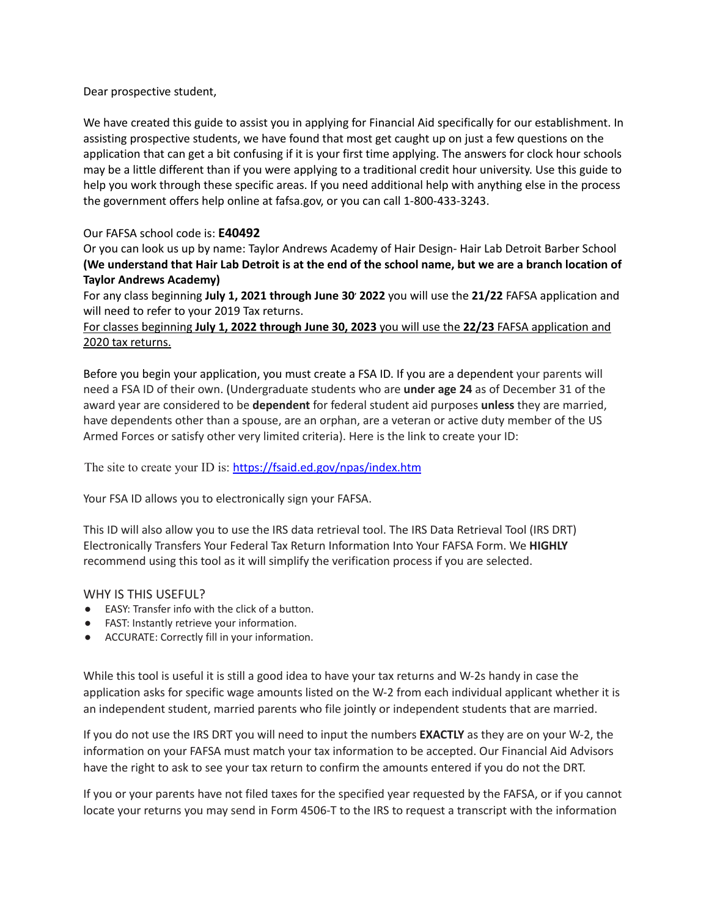Dear prospective student,

We have created this guide to assist you in applying for Financial Aid specifically for our establishment. In assisting prospective students, we have found that most get caught up on just a few questions on the application that can get a bit confusing if it is your first time applying. The answers for clock hour schools may be a little different than if you were applying to a traditional credit hour university. Use this guide to help you work through these specific areas. If you need additional help with anything else in the process the government offers help online at fafsa.gov, or you can call 1-800-433-3243.

Our FAFSA school code is: **E40492**

Or you can look us up by name: Taylor Andrews Academy of Hair Design- Hair Lab Detroit Barber School **(We understand that Hair Lab Detroit is at the end of the school name, but we are a branch location of Taylor Andrews Academy)**

For any class beginning **July 1, 2021 through June 30, 2022** you will use the **21/22** FAFSA application and will need to refer to your 2019 Tax returns.

<u>For classes beginning **July 1, 2022 through June 30, 2023** you will use the **22/23** FAFSA application and 2020 tax returns.</u>

Before you begin your application, you must create a FSA ID. If you are a dependent your parents will need a FSA ID of their own. (Undergraduate students who are **under age 24** as of December 31 of the award year are considered to be **dependent** for federal student aid purposes **unless** they are married, have dependents other than a spouse, are an orphan, are a veteran or active duty member of the US Armed Forces or satisfy other very limited criteria). Here is the link to create your ID:

The site to create your ID is: [https://fsaid.ed.gov/npas/index.htm](https://fsaid.ed.gov/npas/index.htm)

Your FSA ID allows you to electronically sign your FAFSA.

This ID will also allow you to use the IRS data retrieval tool. The IRS Data Retrieval Tool (IRS DRT) Electronically Transfers Your Federal Tax Return Information Into Your FAFSA Form. We **HIGHLY** recommend using this tool as it will simplify the verification process if you are selected.

WHY IS THIS USEFUL?

- EASY: Transfer info with the click of a button.
- FAST: Instantly retrieve your information.
- ACCURATE: Correctly fill in your information.

While this tool is useful it is still a good idea to have your tax returns and W-2s handy in case the application asks for specific wage amounts listed on the W-2 from each individual applicant whether it is an independent student, married parents who file jointly or independent students that are married.

If you do not use the IRS DRT you will need to input the numbers **EXACTLY** as they are on your W-2, the information on your FAFSA must match your tax information to be accepted. Our Financial Aid Advisors have the right to ask to see your tax return to confirm the amounts entered if you do not the DRT.

If you or your parents have not filed taxes for the specified year requested by the FAFSA, or if you cannot locate your returns you may send in Form 4506-T to the IRS to request a transcript with the information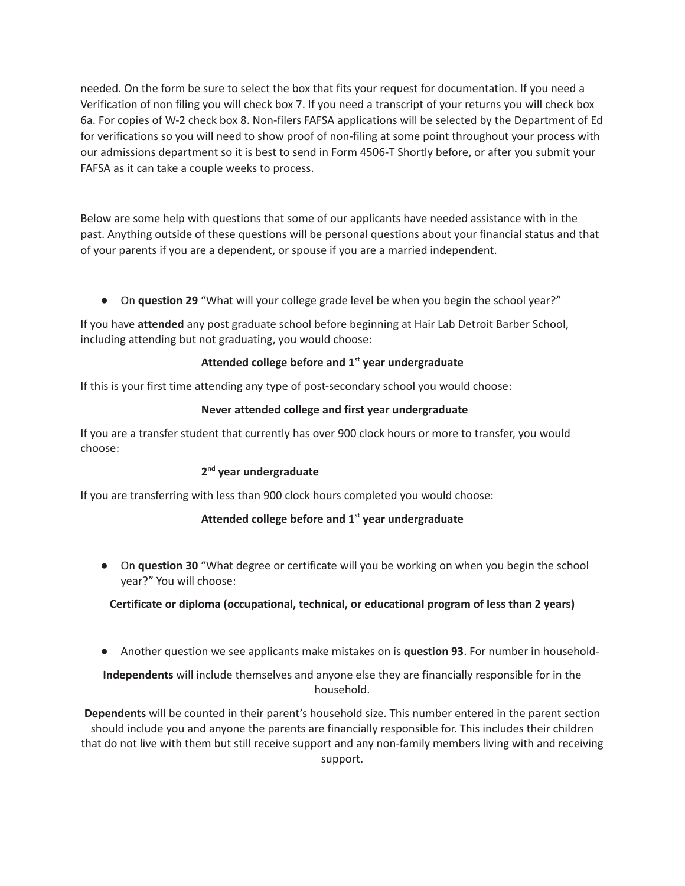needed. On the form be sure to select the box that fits your request for documentation. If you need a Verification of non filing you will check box 7. If you need a transcript of your returns you will check box 6a. For copies of W-2 check box 8. Non-filers FAFSA applications will be selected by the Department of Ed for verifications so you will need to show proof of non-filing at some point throughout your process with our admissions department so it is best to send in Form 4506-T Shortly before, or after you submit your FAFSA as it can take a couple weeks to process.

Below are some help with questions that some of our applicants have needed assistance with in the past. Anything outside of these questions will be personal questions about your financial status and that of your parents if you are a dependent, or spouse if you are a married independent.

- On **question 29** "What will your college grade level be when you begin the school year?"

If you have **attended** any post graduate school before beginning at Hair Lab Detroit Barber School, including attending but not graduating, you would choose:

**Attended college before and 1st year undergraduate**

If this is your first time attending any type of post-secondary school you would choose:

**Never attended college and first year undergraduate**

If you are a transfer student that currently has over 900 clock hours or more to transfer, you would choose:

**2nd year undergraduate**

If you are transferring with less than 900 clock hours completed you would choose:

**Attended college before and 1st year undergraduate**

- On **question 30** "What degree or certificate will you be working on when you begin the school year?" You will choose:

**Certificate or diploma (occupational, technical, or educational program of less than 2 years)**

- Another question we see applicants make mistakes on is **question 93**. For number in household-

**Independents** will include themselves and anyone else they are financially responsible for in the household.

**Dependents** will be counted in their parent's household size. This number entered in the parent section should include you and anyone the parents are financially responsible for. This includes their children that do not live with them but still receive support and any non-family members living with and receiving support.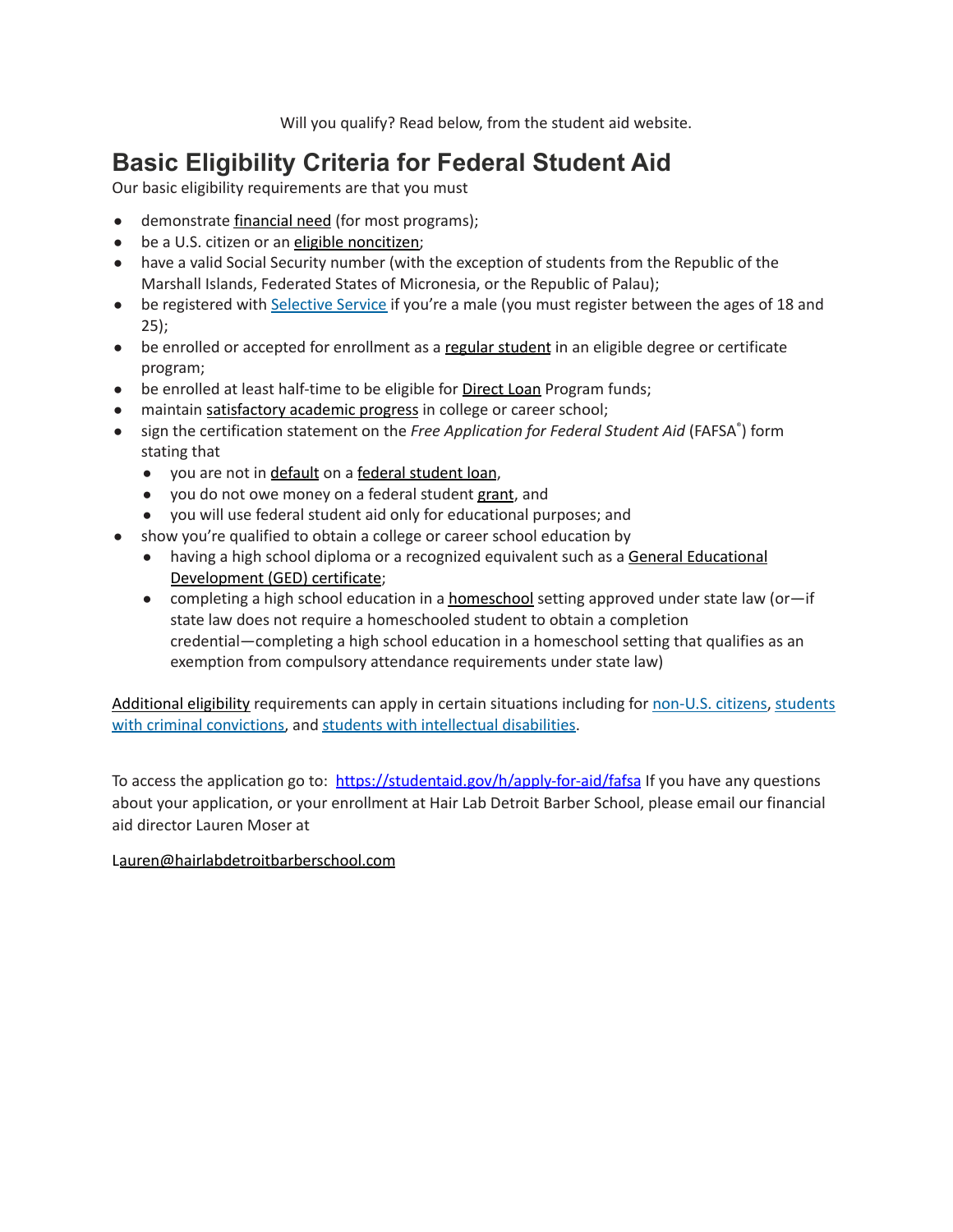Will you qualify? Read below, from the student aid website.

# Basic Eligibility Criteria for Federal Student Aid

Our basic eligibility requirements are that you must

- demonstrate financial need (for most programs);
- be a U.S. citizen or an eligible noncitizen;
- have a valid Social Security number (with the exception of students from the Republic of the Marshall Islands, Federated States of Micronesia, or the Republic of Palau);
- be registered with Selective Service if you're a male (you must register between the ages of 18 and 25);
- be enrolled or accepted for enrollment as a regular student in an eligible degree or certificate program;
- be enrolled at least half-time to be eligible for Direct Loan Program funds;
- maintain satisfactory academic progress in college or career school;
- sign the certification statement on the *Free Application for Federal Student Aid* (FAFSA®) form stating that
  - you are not in default on a federal student loan,
  - you do not owe money on a federal student grant, and
  - you will use federal student aid only for educational purposes; and
- show you're qualified to obtain a college or career school education by
  - having a high school diploma or a recognized equivalent such as a General Educational Development (GED) certificate;
  - completing a high school education in a homeschool setting approved under state law (or—if state law does not require a homeschooled student to obtain a completion credential—completing a high school education in a homeschool setting that qualifies as an exemption from compulsory attendance requirements under state law)

Additional eligibility requirements can apply in certain situations including for non-U.S. citizens, students with criminal convictions, and students with intellectual disabilities.

To access the application go to: https://studentaid.gov/h/apply-for-aid/fafsa If you have any questions about your application, or your enrollment at Hair Lab Detroit Barber School, please email our financial aid director Lauren Moser at

Lauren@hairlabdetroitbarberschool.com